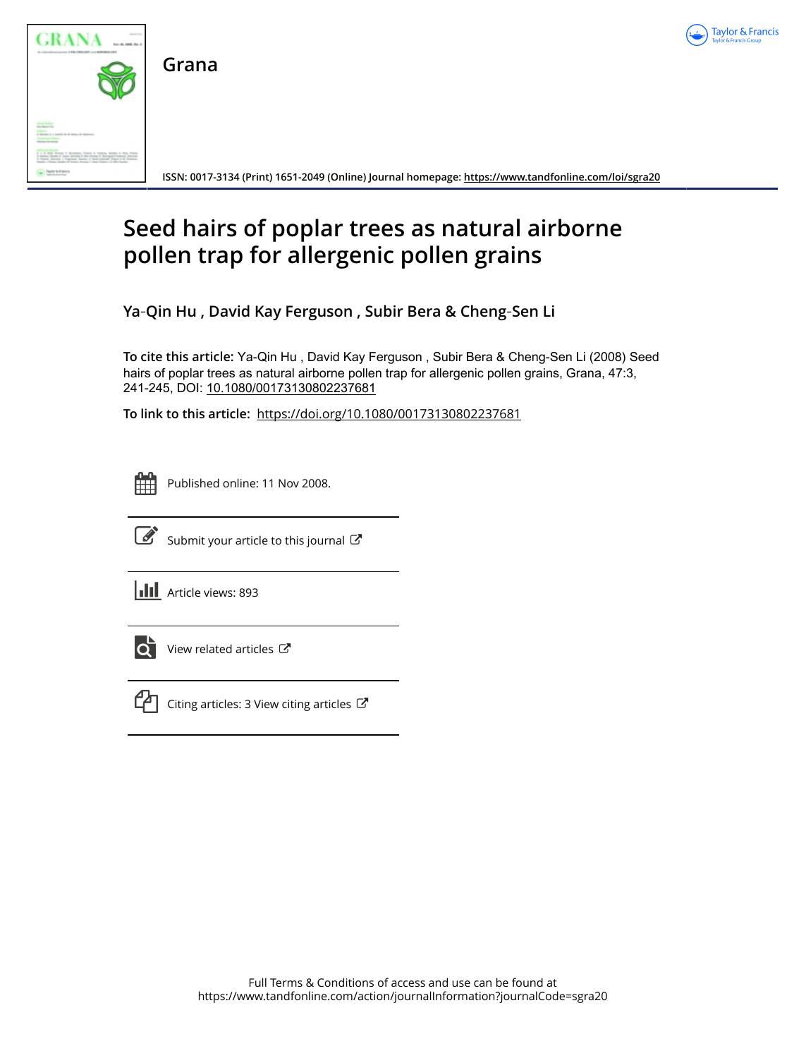Grana

ISSN: 0017-3134 (Print) 1651-2049 (Online) Journal homepage: https://www.tandfonline.com/loi/sgra20

# Seed hairs of poplar trees as natural airborne pollen trap for allergenic pollen grains

**Ya-Qin Hu , David Kay Ferguson , Subir Bera & Cheng-Sen Li**

**To cite this article:** Ya-Qin Hu , David Kay Ferguson , Subir Bera & Cheng-Sen Li (2008) Seed hairs of poplar trees as natural airborne pollen trap for allergenic pollen grains, Grana, 47:3, 241-245, DOI: 10.1080/00173130802237681

**To link to this article:** https://doi.org/10.1080/00173130802237681

Published online: 11 Nov 2008.

Submit your article to this journal

Article views: 893

View related articles

Citing articles: 3 View citing articles

Full Terms & Conditions of access and use can be found at https://www.tandfonline.com/action/journalInformation?journalCode=sgra20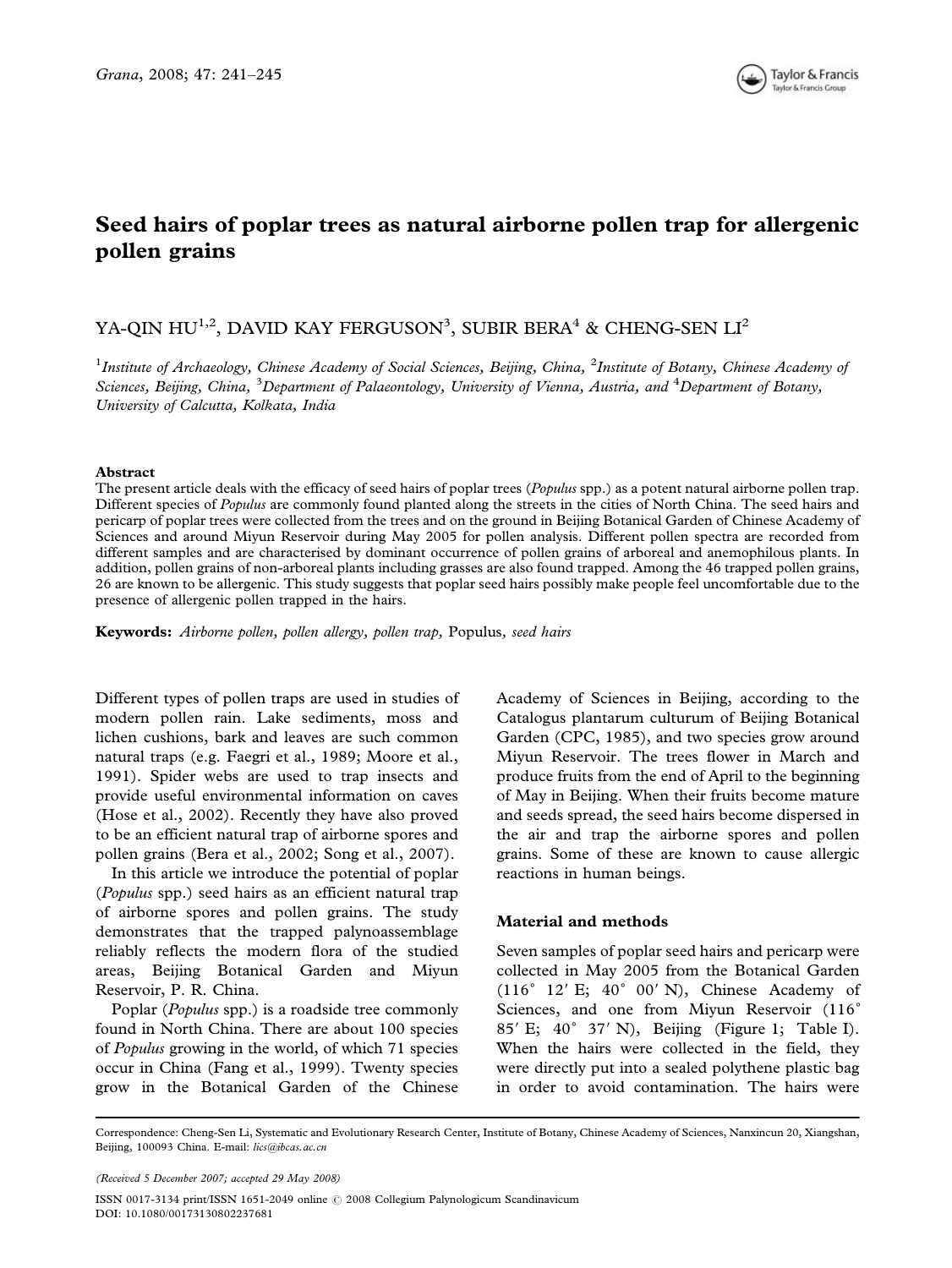# Seed hairs of poplar trees as natural airborne pollen trap for allergenic pollen grains

YA-QIN HU[1,2], DAVID KAY FERGUSON[3], SUBIR BERA[4] & CHENG-SEN LI[2]

[1]*Institute of Archaeology, Chinese Academy of Social Sciences, Beijing, China,* [2]*Institute of Botany, Chinese Academy of Sciences, Beijing, China,* [3]*Department of Palaeontology, University of Vienna, Austria, and* [4]*Department of Botany, University of Calcutta, Kolkata, India*

## Abstract

The present article deals with the efficacy of seed hairs of poplar trees (*Populus* spp.) as a potent natural airborne pollen trap. Different species of *Populus* are commonly found planted along the streets in the cities of North China. The seed hairs and pericarp of poplar trees were collected from the trees and on the ground in Beijing Botanical Garden of Chinese Academy of Sciences and around Miyun Reservoir during May 2005 for pollen analysis. Different pollen spectra are recorded from different samples and are characterised by dominant occurrence of pollen grains of arboreal and anemophilous plants. In addition, pollen grains of non-arboreal plants including grasses are also found trapped. Among the 46 trapped pollen grains, 26 are known to be allergenic. This study suggests that poplar seed hairs possibly make people feel uncomfortable due to the presence of allergenic pollen trapped in the hairs.

**Keywords:** *Airborne pollen, pollen allergy, pollen trap,* Populus, *seed hairs*

Different types of pollen traps are used in studies of modern pollen rain. Lake sediments, moss and lichen cushions, bark and leaves are such common natural traps (e.g. Faegri et al., 1989; Moore et al., 1991). Spider webs are used to trap insects and provide useful environmental information on caves (Hose et al., 2002). Recently they have also proved to be an efficient natural trap of airborne spores and pollen grains (Bera et al., 2002; Song et al., 2007).

In this article we introduce the potential of poplar (*Populus* spp.) seed hairs as an efficient natural trap of airborne spores and pollen grains. The study demonstrates that the trapped palynoassemblage reliably reflects the modern flora of the studied areas, Beijing Botanical Garden and Miyun Reservoir, P. R. China.

Poplar (*Populus* spp.) is a roadside tree commonly found in North China. There are about 100 species of *Populus* growing in the world, of which 71 species occur in China (Fang et al., 1999). Twenty species grow in the Botanical Garden of the Chinese Academy of Sciences in Beijing, according to the Catalogus plantarum culturum of Beijing Botanical Garden (CPC, 1985), and two species grow around Miyun Reservoir. The trees flower in March and produce fruits from the end of April to the beginning of May in Beijing. When their fruits become mature and seeds spread, the seed hairs become dispersed in the air and trap the airborne spores and pollen grains. Some of these are known to cause allergic reactions in human beings.

## Material and methods

Seven samples of poplar seed hairs and pericarp were collected in May 2005 from the Botanical Garden (116° 12′ E; 40° 00′ N), Chinese Academy of Sciences, and one from Miyun Reservoir (116° 85′ E; 40° 37′ N), Beijing (Figure 1; Table I). When the hairs were collected in the field, they were directly put into a sealed polythene plastic bag in order to avoid contamination. The hairs were

Correspondence: Cheng-Sen Li, Systematic and Evolutionary Research Center, Institute of Botany, Chinese Academy of Sciences, Nanxincun 20, Xiangshan, Beijing, 100093 China. E-mail: lics@ibcas.ac.cn

*(Received 5 December 2007; accepted 29 May 2008)*

ISSN 0017-3134 print/ISSN 1651-2049 online © 2008 Collegium Palynologicum Scandinavicum
DOI: 10.1080/00173130802237681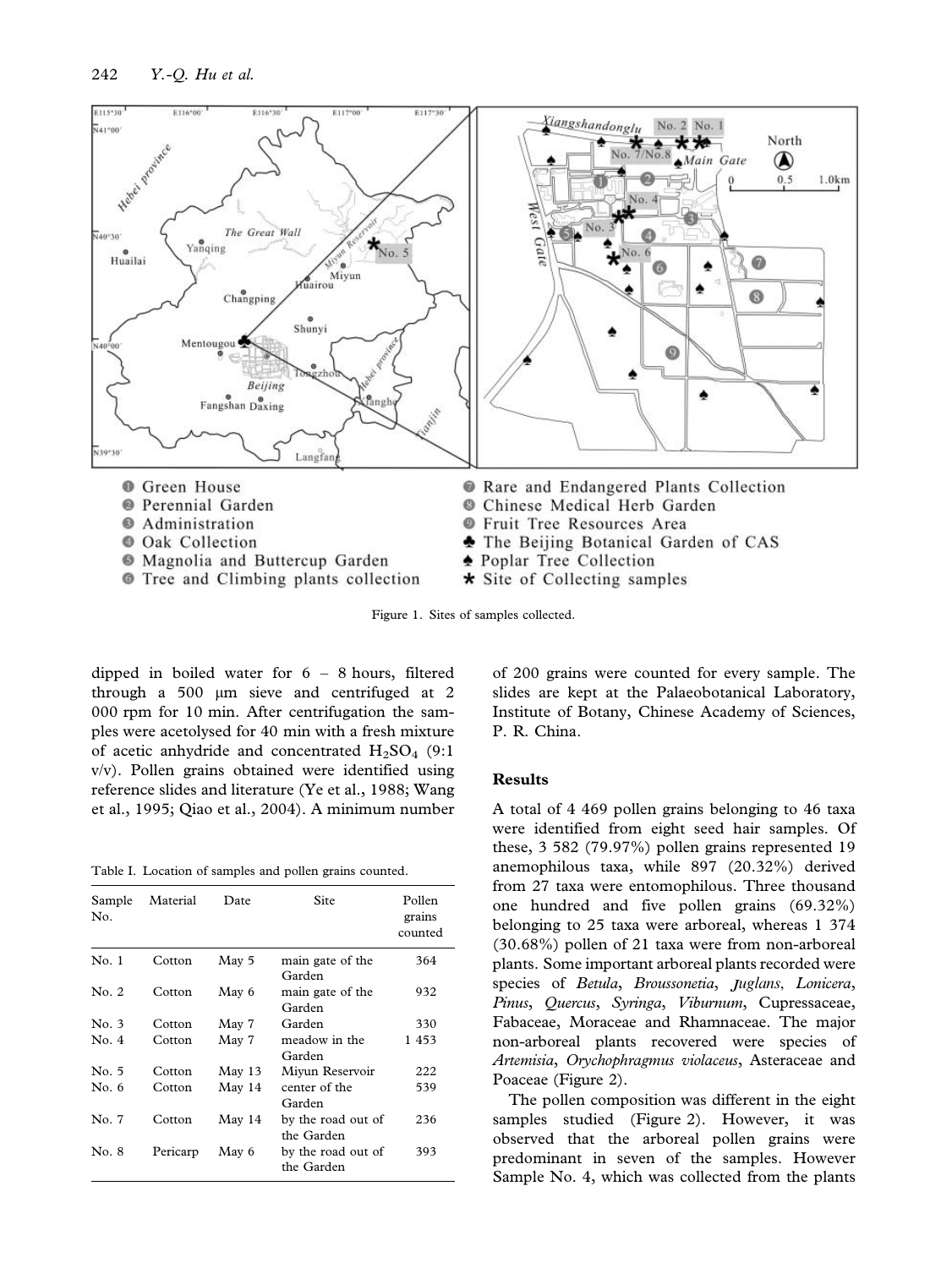Figure 1. Sites of samples collected.

dipped in boiled water for 6 – 8 hours, filtered through a 500 μm sieve and centrifuged at 2 000 rpm for 10 min. After centrifugation the samples were acetolysed for 40 min with a fresh mixture of acetic anhydride and concentrated $H_2SO_4$ (9:1 v/v). Pollen grains obtained were identified using reference slides and literature (Ye et al., 1988; Wang et al., 1995; Qiao et al., 2004). A minimum number of 200 grains were counted for every sample. The slides are kept at the Palaeobotanical Laboratory, Institute of Botany, Chinese Academy of Sciences, P. R. China.

Table I. Location of samples and pollen grains counted.

| Sample No. | Material | Date | Site | Pollen grains counted |
|---|---|---|---|---|
| No. 1 | Cotton | May 5 | main gate of the Garden | 364 |
| No. 2 | Cotton | May 6 | main gate of the Garden | 932 |
| No. 3 | Cotton | May 7 | Garden | 330 |
| No. 4 | Cotton | May 7 | meadow in the Garden | 1 453 |
| No. 5 | Cotton | May 13 | Miyun Reservoir | 222 |
| No. 6 | Cotton | May 14 | center of the Garden | 539 |
| No. 7 | Cotton | May 14 | by the road out of the Garden | 236 |
| No. 8 | Pericarp | May 6 | by the road out of the Garden | 393 |

## Results

A total of 4 469 pollen grains belonging to 46 taxa were identified from eight seed hair samples. Of these, 3 582 (79.97%) pollen grains represented 19 anemophilous taxa, while 897 (20.32%) derived from 27 taxa were entomophilous. Three thousand one hundred and five pollen grains (69.32%) belonging to 25 taxa were arboreal, whereas 1 374 (30.68%) pollen of 21 taxa were from non-arboreal plants. Some important arboreal plants recorded were species of *Betula*, *Broussonetia*, *Juglans*, *Lonicera*, *Pinus*, *Quercus*, *Syringa*, *Viburnum*, Cupressaceae, Fabaceae, Moraceae and Rhamnaceae. The major non-arboreal plants recovered were species of *Artemisia*, *Orychophragmus violaceus*, Asteraceae and Poaceae (Figure 2).

The pollen composition was different in the eight samples studied (Figure 2). However, it was observed that the arboreal pollen grains were predominant in seven of the samples. However Sample No. 4, which was collected from the plants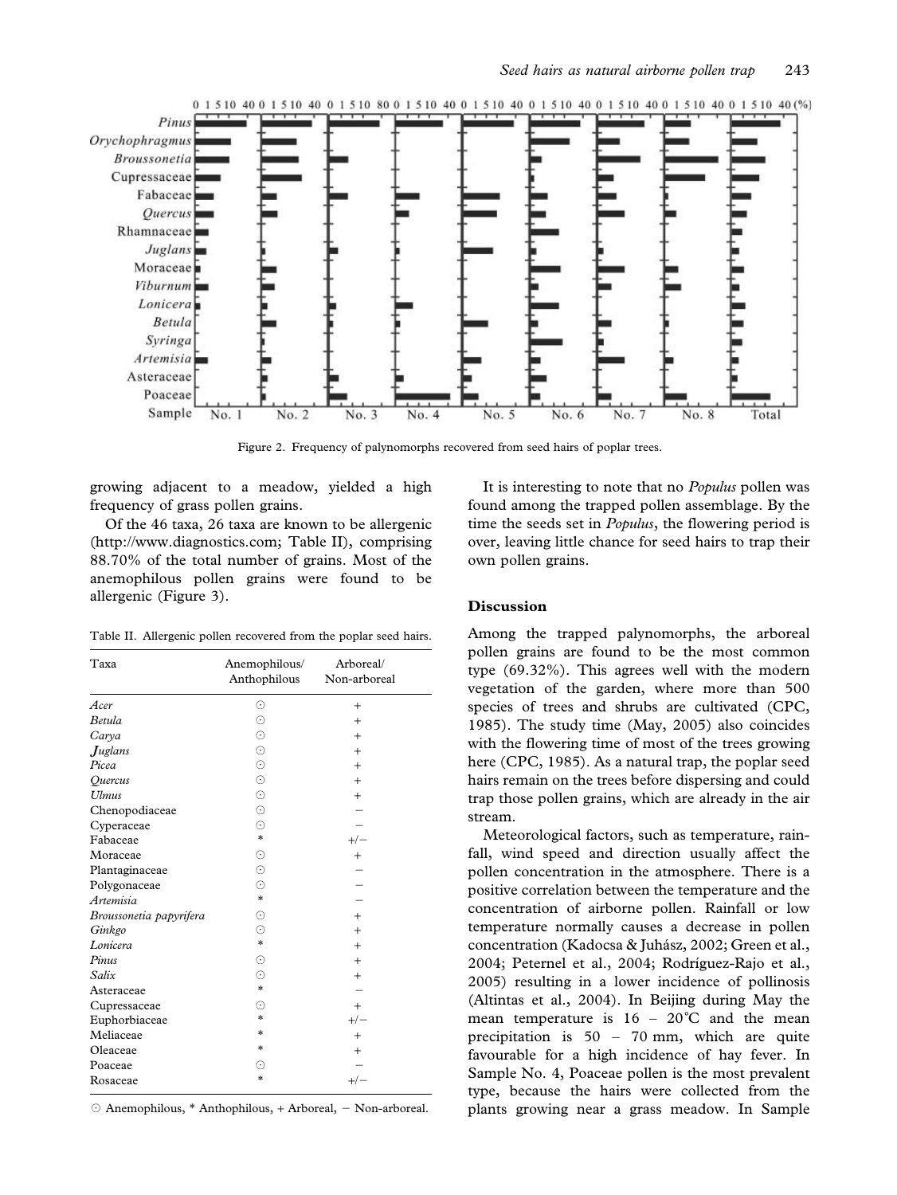Figure 2. Frequency of palynomorphs recovered from seed hairs of poplar trees.

growing adjacent to a meadow, yielded a high frequency of grass pollen grains.

Of the 46 taxa, 26 taxa are known to be allergenic (http://www.diagnostics.com; Table II), comprising 88.70% of the total number of grains. Most of the anemophilous pollen grains were found to be allergenic (Figure 3).

Table II. Allergenic pollen recovered from the poplar seed hairs.

| Taxa | Anemophilous/ Anthophilous | Arboreal/ Non-arboreal |
|---|---|---|
| *Acer* | ⊙ | + |
| *Betula* | ⊙ | + |
| *Carya* | ⊙ | + |
| *Juglans* | ⊙ | + |
| *Picea* | ⊙ | + |
| *Quercus* | ⊙ | + |
| *Ulmus* | ⊙ | + |
| Chenopodiaceae | ⊙ | − |
| Cyperaceae | ⊙ | − |
| Fabaceae | * | +/− |
| Moraceae | ⊙ | + |
| Plantaginaceae | ⊙ | − |
| Polygonaceae | ⊙ | − |
| *Artemisia* | * | − |
| *Broussonetia papyrifera* | ⊙ | + |
| *Ginkgo* | ⊙ | + |
| *Lonicera* | * | + |
| *Pinus* | ⊙ | + |
| *Salix* | ⊙ | + |
| Asteraceae | * | − |
| Cupressaceae | ⊙ | + |
| Euphorbiaceae | * | +/− |
| Meliaceae | * | + |
| Oleaceae | * | + |
| Poaceae | ⊙ | − |
| Rosaceae | * | +/− |

⊙ Anemophilous, * Anthophilous, + Arboreal, − Non-arboreal.

It is interesting to note that no *Populus* pollen was found among the trapped pollen assemblage. By the time the seeds set in *Populus*, the flowering period is over, leaving little chance for seed hairs to trap their own pollen grains.

## Discussion

Among the trapped palynomorphs, the arboreal pollen grains are found to be the most common type (69.32%). This agrees well with the modern vegetation of the garden, where more than 500 species of trees and shrubs are cultivated (CPC, 1985). The study time (May, 2005) also coincides with the flowering time of most of the trees growing here (CPC, 1985). As a natural trap, the poplar seed hairs remain on the trees before dispersing and could trap those pollen grains, which are already in the air stream.

Meteorological factors, such as temperature, rainfall, wind speed and direction usually affect the pollen concentration in the atmosphere. There is a positive correlation between the temperature and the concentration of airborne pollen. Rainfall or low temperature normally causes a decrease in pollen concentration (Kadocsa & Juhász, 2002; Green et al., 2004; Peternel et al., 2004; Rodríguez-Rajo et al., 2005) resulting in a lower incidence of pollinosis (Altintas et al., 2004). In Beijing during May the mean temperature is 16 – 20°C and the mean precipitation is 50 – 70 mm, which are quite favourable for a high incidence of hay fever. In Sample No. 4, Poaceae pollen is the most prevalent type, because the hairs were collected from the plants growing near a grass meadow. In Sample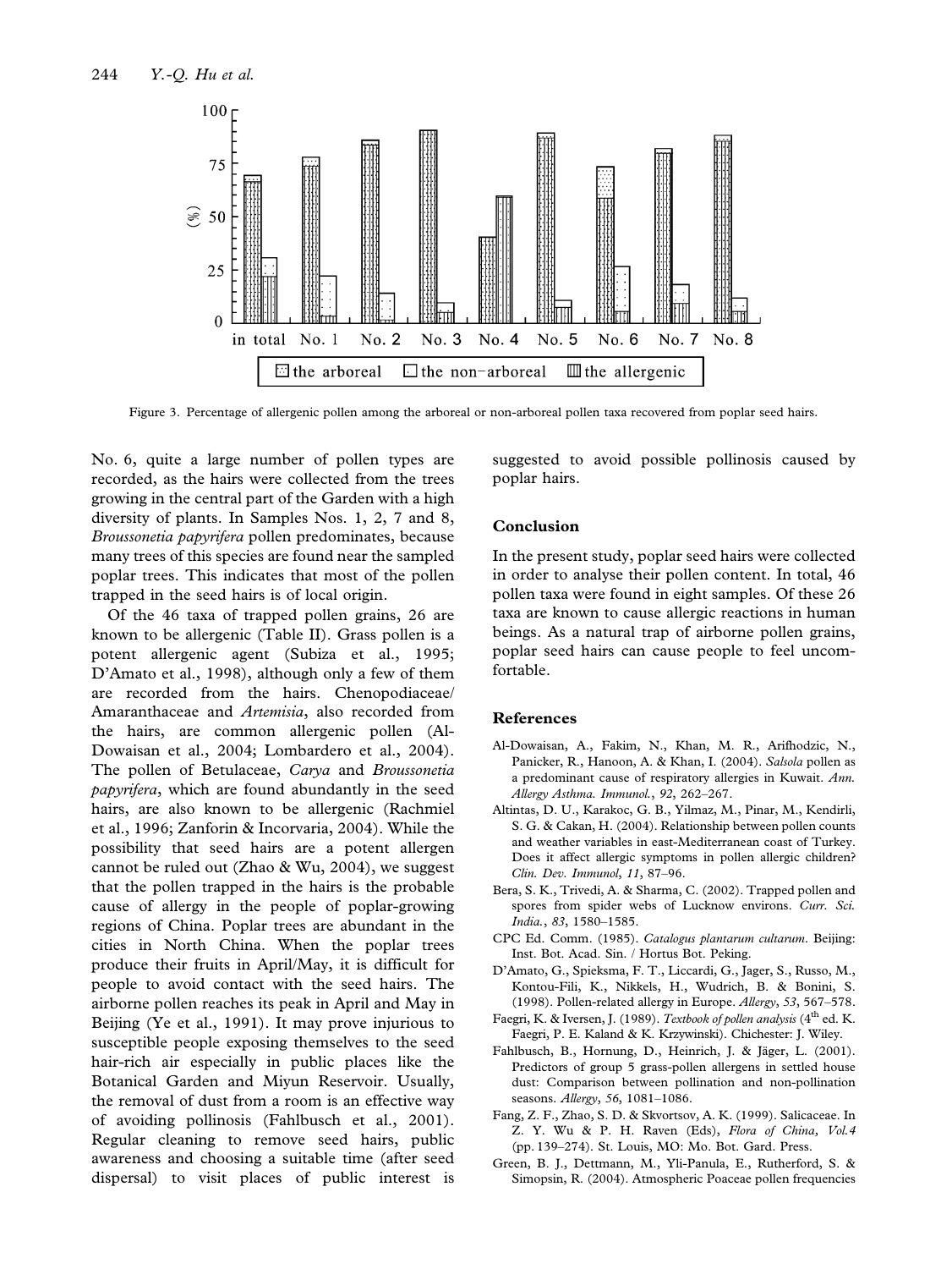Figure 3. Percentage of allergenic pollen among the arboreal or non-arboreal pollen taxa recovered from poplar seed hairs.

No. 6, quite a large number of pollen types are recorded, as the hairs were collected from the trees growing in the central part of the Garden with a high diversity of plants. In Samples Nos. 1, 2, 7 and 8, *Broussonetia papyrifera* pollen predominates, because many trees of this species are found near the sampled poplar trees. This indicates that most of the pollen trapped in the seed hairs is of local origin.

Of the 46 taxa of trapped pollen grains, 26 are known to be allergenic (Table II). Grass pollen is a potent allergenic agent (Subiza et al., 1995; D'Amato et al., 1998), although only a few of them are recorded from the hairs. Chenopodiaceae/Amaranthaceae and *Artemisia*, also recorded from the hairs, are common allergenic pollen (Al-Dowaisan et al., 2004; Lombardero et al., 2004). The pollen of Betulaceae, *Carya* and *Broussonetia papyrifera*, which are found abundantly in the seed hairs, are also known to be allergenic (Rachmiel et al., 1996; Zanforin & Incorvaria, 2004). While the possibility that seed hairs are a potent allergen cannot be ruled out (Zhao & Wu, 2004), we suggest that the pollen trapped in the hairs is the probable cause of allergy in the people of poplar-growing regions of China. Poplar trees are abundant in the cities in North China. When the poplar trees produce their fruits in April/May, it is difficult for people to avoid contact with the seed hairs. The airborne pollen reaches its peak in April and May in Beijing (Ye et al., 1991). It may prove injurious to susceptible people exposing themselves to the seed hair-rich air especially in public places like the Botanical Garden and Miyun Reservoir. Usually, the removal of dust from a room is an effective way of avoiding pollinosis (Fahlbusch et al., 2001). Regular cleaning to remove seed hairs, public awareness and choosing a suitable time (after seed dispersal) to visit places of public interest is suggested to avoid possible pollinosis caused by poplar hairs.

## Conclusion

In the present study, poplar seed hairs were collected in order to analyse their pollen content. In total, 46 pollen taxa were found in eight samples. Of these 26 taxa are known to cause allergic reactions in human beings. As a natural trap of airborne pollen grains, poplar seed hairs can cause people to feel uncomfortable.

## References

Al-Dowaisan, A., Fakim, N., Khan, M. R., Arifhodzic, N., Panicker, R., Hanoon, A. & Khan, I. (2004). *Salsola* pollen as a predominant cause of respiratory allergies in Kuwait. *Ann. Allergy Asthma. Immunol.*, *92*, 262–267.

Altintas, D. U., Karakoc, G. B., Yilmaz, M., Pinar, M., Kendirli, S. G. & Cakan, H. (2004). Relationship between pollen counts and weather variables in east-Mediterranean coast of Turkey. Does it affect allergic symptoms in pollen allergic children? *Clin. Dev. Immunol*, *11*, 87–96.

Bera, S. K., Trivedi, A. & Sharma, C. (2002). Trapped pollen and spores from spider webs of Lucknow environs. *Curr. Sci. India.*, *83*, 1580–1585.

CPC Ed. Comm. (1985). *Catalogus plantarum cultarum*. Beijing: Inst. Bot. Acad. Sin. / Hortus Bot. Peking.

D'Amato, G., Spieksma, F. T., Liccardi, G., Jager, S., Russo, M., Kontou-Fili, K., Nikkels, H., Wudrich, B. & Bonini, S. (1998). Pollen-related allergy in Europe. *Allergy*, *53*, 567–578.

Faegri, K. & Iversen, J. (1989). *Textbook of pollen analysis* (4th ed. K. Faegri, P. E. Kaland & K. Krzywinski). Chichester: J. Wiley.

Fahlbusch, B., Hornung, D., Heinrich, J. & Jäger, L. (2001). Predictors of group 5 grass-pollen allergens in settled house dust: Comparison between pollination and non-pollination seasons. *Allergy*, *56*, 1081–1086.

Fang, Z. F., Zhao, S. D. & Skvortsov, A. K. (1999). Salicaceae. In Z. Y. Wu & P. H. Raven (Eds), *Flora of China*, *Vol.4* (pp. 139–274). St. Louis, MO: Mo. Bot. Gard. Press.

Green, B. J., Dettmann, M., Yli-Panula, E., Rutherford, S. & Simopsin, R. (2004). Atmospheric Poaceae pollen frequencies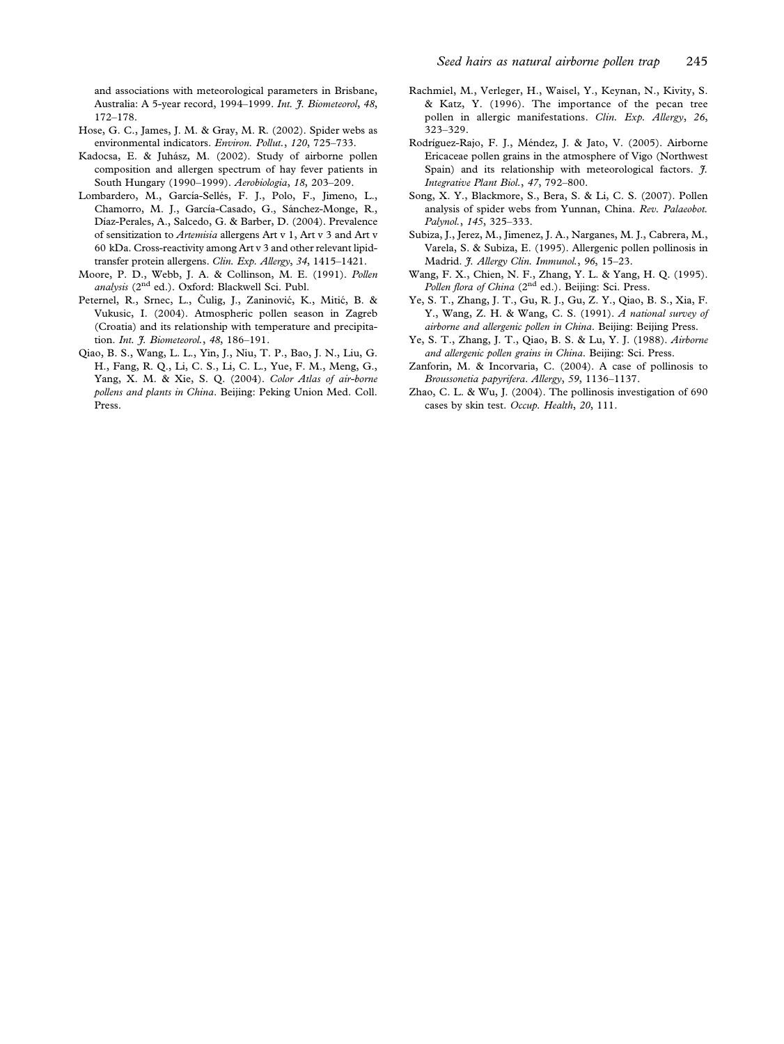and associations with meteorological parameters in Brisbane, Australia: A 5-year record, 1994–1999. *Int. J. Biometeorol*, *48*, 172–178.

Hose, G. C., James, J. M. & Gray, M. R. (2002). Spider webs as environmental indicators. *Environ. Pollut.*, *120*, 725–733.

Kadocsa, E. & Juhász, M. (2002). Study of airborne pollen composition and allergen spectrum of hay fever patients in South Hungary (1990–1999). *Aerobiologia*, *18*, 203–209.

Lombardero, M., García-Sellés, F. J., Polo, F., Jimeno, L., Chamorro, M. J., García-Casado, G., Sánchez-Monge, R., Díaz-Perales, A., Salcedo, G. & Barber, D. (2004). Prevalence of sensitization to *Artemisia* allergens Art v 1, Art v 3 and Art v 60 kDa. Cross-reactivity among Art v 3 and other relevant lipid-transfer protein allergens. *Clin. Exp. Allergy*, *34*, 1415–1421.

Moore, P. D., Webb, J. A. & Collinson, M. E. (1991). *Pollen analysis* (2nd ed.). Oxford: Blackwell Sci. Publ.

Peternel, R., Srnec, L., Čulig, J., Zaninović, K., Mitić, B. & Vukusic, I. (2004). Atmospheric pollen season in Zagreb (Croatia) and its relationship with temperature and precipitation. *Int. J. Biometeorol.*, *48*, 186–191.

Qiao, B. S., Wang, L. L., Yin, J., Niu, T. P., Bao, J. N., Liu, G. H., Fang, R. Q., Li, C. S., Li, C. L., Yue, F. M., Meng, G., Yang, X. M. & Xie, S. Q. (2004). *Color Atlas of air-borne pollens and plants in China*. Beijing: Peking Union Med. Coll. Press.

Rachmiel, M., Verleger, H., Waisel, Y., Keynan, N., Kivity, S. & Katz, Y. (1996). The importance of the pecan tree pollen in allergic manifestations. *Clin. Exp. Allergy*, *26*, 323–329.

Rodríguez-Rajo, F. J., Méndez, J. & Jato, V. (2005). Airborne Ericaceae pollen grains in the atmosphere of Vigo (Northwest Spain) and its relationship with meteorological factors. *J. Integrative Plant Biol.*, *47*, 792–800.

Song, X. Y., Blackmore, S., Bera, S. & Li, C. S. (2007). Pollen analysis of spider webs from Yunnan, China. *Rev. Palaeobot. Palynol.*, *145*, 325–333.

Subiza, J., Jerez, M., Jimenez, J. A., Narganes, M. J., Cabrera, M., Varela, S. & Subiza, E. (1995). Allergenic pollen pollinosis in Madrid. *J. Allergy Clin. Immunol.*, *96*, 15–23.

Wang, F. X., Chien, N. F., Zhang, Y. L. & Yang, H. Q. (1995). *Pollen flora of China* (2nd ed.). Beijing: Sci. Press.

Ye, S. T., Zhang, J. T., Gu, R. J., Gu, Z. Y., Qiao, B. S., Xia, F. Y., Wang, Z. H. & Wang, C. S. (1991). *A national survey of airborne and allergenic pollen in China*. Beijing: Beijing Press.

Ye, S. T., Zhang, J. T., Qiao, B. S. & Lu, Y. J. (1988). *Airborne and allergenic pollen grains in China*. Beijing: Sci. Press.

Zanforin, M. & Incorvaria, C. (2004). A case of pollinosis to *Broussonetia papyrifera*. *Allergy*, *59*, 1136–1137.

Zhao, C. L. & Wu, J. (2004). The pollinosis investigation of 690 cases by skin test. *Occup. Health*, *20*, 111.